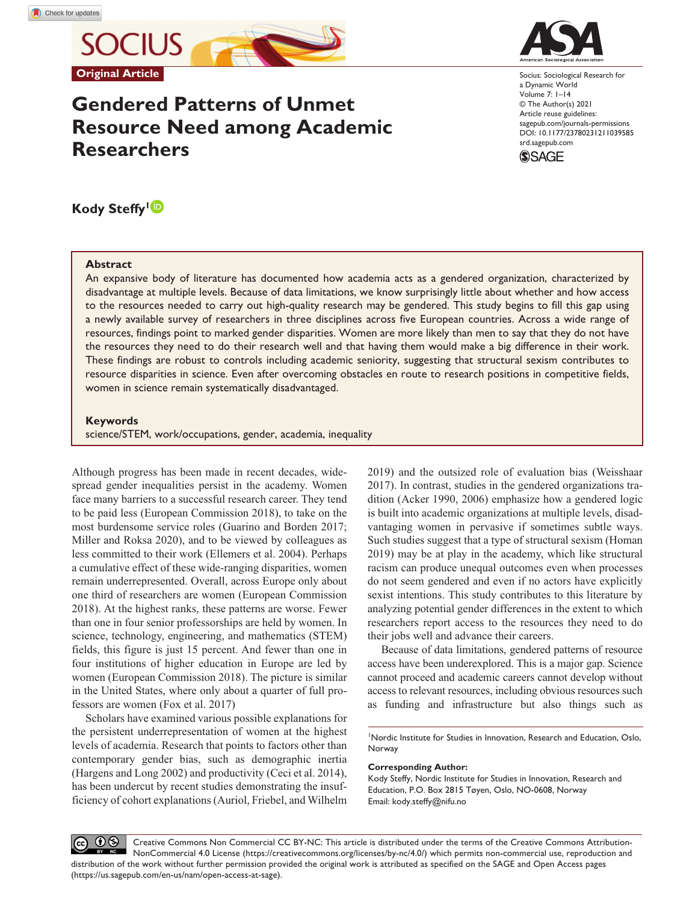Original Article

# Gendered Patterns of Unmet Resource Need among Academic Researchers

Socius: Sociological Research for a Dynamic World
Volume 7: 1–14
© The Author(s) 2021
Article reuse guidelines: sagepub.com/journals-permissions
DOI: 10.1177/23780231211039585
srd.sagepub.com

**Kody Steffy**[1]

## Abstract

An expansive body of literature has documented how academia acts as a gendered organization, characterized by disadvantage at multiple levels. Because of data limitations, we know surprisingly little about whether and how access to the resources needed to carry out high-quality research may be gendered. This study begins to fill this gap using a newly available survey of researchers in three disciplines across five European countries. Across a wide range of resources, findings point to marked gender disparities. Women are more likely than men to say that they do not have the resources they need to do their research well and that having them would make a big difference in their work. These findings are robust to controls including academic seniority, suggesting that structural sexism contributes to resource disparities in science. Even after overcoming obstacles en route to research positions in competitive fields, women in science remain systematically disadvantaged.

## Keywords

science/STEM, work/occupations, gender, academia, inequality

Although progress has been made in recent decades, widespread gender inequalities persist in the academy. Women face many barriers to a successful research career. They tend to be paid less (European Commission 2018), to take on the most burdensome service roles (Guarino and Borden 2017; Miller and Roksa 2020), and to be viewed by colleagues as less committed to their work (Ellemers et al. 2004). Perhaps a cumulative effect of these wide-ranging disparities, women remain underrepresented. Overall, across Europe only about one third of researchers are women (European Commission 2018). At the highest ranks, these patterns are worse. Fewer than one in four senior professorships are held by women. In science, technology, engineering, and mathematics (STEM) fields, this figure is just 15 percent. And fewer than one in four institutions of higher education in Europe are led by women (European Commission 2018). The picture is similar in the United States, where only about a quarter of full professors are women (Fox et al. 2017)

Scholars have examined various possible explanations for the persistent underrepresentation of women at the highest levels of academia. Research that points to factors other than contemporary gender bias, such as demographic inertia (Hargens and Long 2002) and productivity (Ceci et al. 2014), has been undercut by recent studies demonstrating the insufficiency of cohort explanations (Auriol, Friebel, and Wilhelm 2019) and the outsized role of evaluation bias (Weisshaar 2017). In contrast, studies in the gendered organizations tradition (Acker 1990, 2006) emphasize how a gendered logic is built into academic organizations at multiple levels, disadvantaging women in pervasive if sometimes subtle ways. Such studies suggest that a type of structural sexism (Homan 2019) may be at play in the academy, which like structural racism can produce unequal outcomes even when processes do not seem gendered and even if no actors have explicitly sexist intentions. This study contributes to this literature by analyzing potential gender differences in the extent to which researchers report access to the resources they need to do their jobs well and advance their careers.

Because of data limitations, gendered patterns of resource access have been underexplored. This is a major gap. Science cannot proceed and academic careers cannot develop without access to relevant resources, including obvious resources such as funding and infrastructure but also things such as

[1]Nordic Institute for Studies in Innovation, Research and Education, Oslo, Norway

**Corresponding Author:**
Kody Steffy, Nordic Institute for Studies in Innovation, Research and Education, P.O. Box 2815 Tøyen, Oslo, NO-0608, Norway
Email: kody.steffy@nifu.no

Creative Commons Non Commercial CC BY-NC: This article is distributed under the terms of the Creative Commons Attribution-NonCommercial 4.0 License (https://creativecommons.org/licenses/by-nc/4.0/) which permits non-commercial use, reproduction and distribution of the work without further permission provided the original work is attributed as specified on the SAGE and Open Access pages (https://us.sagepub.com/en-us/nam/open-access-at-sage).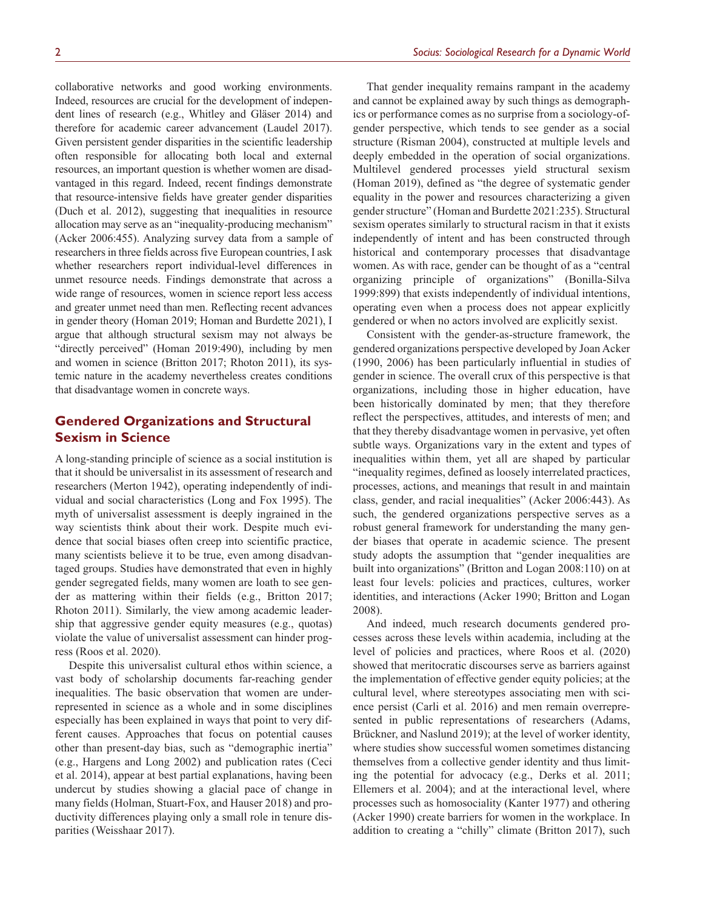collaborative networks and good working environments. Indeed, resources are crucial for the development of independent lines of research (e.g., Whitley and Gläser 2014) and therefore for academic career advancement (Laudel 2017). Given persistent gender disparities in the scientific leadership often responsible for allocating both local and external resources, an important question is whether women are disadvantaged in this regard. Indeed, recent findings demonstrate that resource-intensive fields have greater gender disparities (Duch et al. 2012), suggesting that inequalities in resource allocation may serve as an "inequality-producing mechanism" (Acker 2006:455). Analyzing survey data from a sample of researchers in three fields across five European countries, I ask whether researchers report individual-level differences in unmet resource needs. Findings demonstrate that across a wide range of resources, women in science report less access and greater unmet need than men. Reflecting recent advances in gender theory (Homan 2019; Homan and Burdette 2021), I argue that although structural sexism may not always be "directly perceived" (Homan 2019:490), including by men and women in science (Britton 2017; Rhoton 2011), its systemic nature in the academy nevertheless creates conditions that disadvantage women in concrete ways.

## Gendered Organizations and Structural Sexism in Science

A long-standing principle of science as a social institution is that it should be universalist in its assessment of research and researchers (Merton 1942), operating independently of individual and social characteristics (Long and Fox 1995). The myth of universalist assessment is deeply ingrained in the way scientists think about their work. Despite much evidence that social biases often creep into scientific practice, many scientists believe it to be true, even among disadvantaged groups. Studies have demonstrated that even in highly gender segregated fields, many women are loath to see gender as mattering within their fields (e.g., Britton 2017; Rhoton 2011). Similarly, the view among academic leadership that aggressive gender equity measures (e.g., quotas) violate the value of universalist assessment can hinder progress (Roos et al. 2020).

Despite this universalist cultural ethos within science, a vast body of scholarship documents far-reaching gender inequalities. The basic observation that women are underrepresented in science as a whole and in some disciplines especially has been explained in ways that point to very different causes. Approaches that focus on potential causes other than present-day bias, such as "demographic inertia" (e.g., Hargens and Long 2002) and publication rates (Ceci et al. 2014), appear at best partial explanations, having been undercut by studies showing a glacial pace of change in many fields (Holman, Stuart-Fox, and Hauser 2018) and productivity differences playing only a small role in tenure disparities (Weisshaar 2017).

That gender inequality remains rampant in the academy and cannot be explained away by such things as demographics or performance comes as no surprise from a sociology-of-gender perspective, which tends to see gender as a social structure (Risman 2004), constructed at multiple levels and deeply embedded in the operation of social organizations. Multilevel gendered processes yield structural sexism (Homan 2019), defined as "the degree of systematic gender equality in the power and resources characterizing a given gender structure" (Homan and Burdette 2021:235). Structural sexism operates similarly to structural racism in that it exists independently of intent and has been constructed through historical and contemporary processes that disadvantage women. As with race, gender can be thought of as a "central organizing principle of organizations" (Bonilla-Silva 1999:899) that exists independently of individual intentions, operating even when a process does not appear explicitly gendered or when no actors involved are explicitly sexist.

Consistent with the gender-as-structure framework, the gendered organizations perspective developed by Joan Acker (1990, 2006) has been particularly influential in studies of gender in science. The overall crux of this perspective is that organizations, including those in higher education, have been historically dominated by men; that they therefore reflect the perspectives, attitudes, and interests of men; and that they thereby disadvantage women in pervasive, yet often subtle ways. Organizations vary in the extent and types of inequalities within them, yet all are shaped by particular "inequality regimes, defined as loosely interrelated practices, processes, actions, and meanings that result in and maintain class, gender, and racial inequalities" (Acker 2006:443). As such, the gendered organizations perspective serves as a robust general framework for understanding the many gender biases that operate in academic science. The present study adopts the assumption that "gender inequalities are built into organizations" (Britton and Logan 2008:110) on at least four levels: policies and practices, cultures, worker identities, and interactions (Acker 1990; Britton and Logan 2008).

And indeed, much research documents gendered processes across these levels within academia, including at the level of policies and practices, where Roos et al. (2020) showed that meritocratic discourses serve as barriers against the implementation of effective gender equity policies; at the cultural level, where stereotypes associating men with science persist (Carli et al. 2016) and men remain overrepresented in public representations of researchers (Adams, Brückner, and Naslund 2019); at the level of worker identity, where studies show successful women sometimes distancing themselves from a collective gender identity and thus limiting the potential for advocacy (e.g., Derks et al. 2011; Ellemers et al. 2004); and at the interactional level, where processes such as homosociality (Kanter 1977) and othering (Acker 1990) create barriers for women in the workplace. In addition to creating a "chilly" climate (Britton 2017), such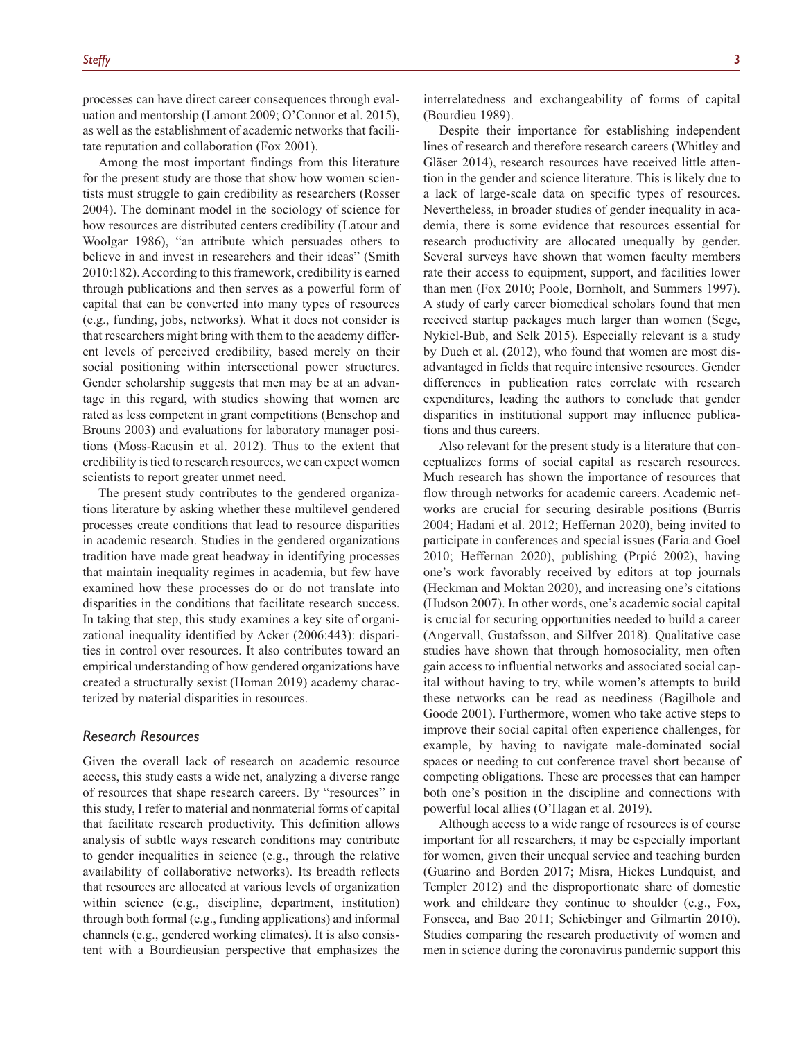processes can have direct career consequences through evaluation and mentorship (Lamont 2009; O'Connor et al. 2015), as well as the establishment of academic networks that facilitate reputation and collaboration (Fox 2001).

Among the most important findings from this literature for the present study are those that show how women scientists must struggle to gain credibility as researchers (Rosser 2004). The dominant model in the sociology of science for how resources are distributed centers credibility (Latour and Woolgar 1986), "an attribute which persuades others to believe in and invest in researchers and their ideas" (Smith 2010:182). According to this framework, credibility is earned through publications and then serves as a powerful form of capital that can be converted into many types of resources (e.g., funding, jobs, networks). What it does not consider is that researchers might bring with them to the academy different levels of perceived credibility, based merely on their social positioning within intersectional power structures. Gender scholarship suggests that men may be at an advantage in this regard, with studies showing that women are rated as less competent in grant competitions (Benschop and Brouns 2003) and evaluations for laboratory manager positions (Moss-Racusin et al. 2012). Thus to the extent that credibility is tied to research resources, we can expect women scientists to report greater unmet need.

The present study contributes to the gendered organizations literature by asking whether these multilevel gendered processes create conditions that lead to resource disparities in academic research. Studies in the gendered organizations tradition have made great headway in identifying processes that maintain inequality regimes in academia, but few have examined how these processes do or do not translate into disparities in the conditions that facilitate research success. In taking that step, this study examines a key site of organizational inequality identified by Acker (2006:443): disparities in control over resources. It also contributes toward an empirical understanding of how gendered organizations have created a structurally sexist (Homan 2019) academy characterized by material disparities in resources.

## Research Resources

Given the overall lack of research on academic resource access, this study casts a wide net, analyzing a diverse range of resources that shape research careers. By "resources" in this study, I refer to material and nonmaterial forms of capital that facilitate research productivity. This definition allows analysis of subtle ways research conditions may contribute to gender inequalities in science (e.g., through the relative availability of collaborative networks). Its breadth reflects that resources are allocated at various levels of organization within science (e.g., discipline, department, institution) through both formal (e.g., funding applications) and informal channels (e.g., gendered working climates). It is also consistent with a Bourdieusian perspective that emphasizes the interrelatedness and exchangeability of forms of capital (Bourdieu 1989).

Despite their importance for establishing independent lines of research and therefore research careers (Whitley and Gläser 2014), research resources have received little attention in the gender and science literature. This is likely due to a lack of large-scale data on specific types of resources. Nevertheless, in broader studies of gender inequality in academia, there is some evidence that resources essential for research productivity are allocated unequally by gender. Several surveys have shown that women faculty members rate their access to equipment, support, and facilities lower than men (Fox 2010; Poole, Bornholt, and Summers 1997). A study of early career biomedical scholars found that men received startup packages much larger than women (Sege, Nykiel-Bub, and Selk 2015). Especially relevant is a study by Duch et al. (2012), who found that women are most disadvantaged in fields that require intensive resources. Gender differences in publication rates correlate with research expenditures, leading the authors to conclude that gender disparities in institutional support may influence publications and thus careers.

Also relevant for the present study is a literature that conceptualizes forms of social capital as research resources. Much research has shown the importance of resources that flow through networks for academic careers. Academic networks are crucial for securing desirable positions (Burris 2004; Hadani et al. 2012; Heffernan 2020), being invited to participate in conferences and special issues (Faria and Goel 2010; Heffernan 2020), publishing (Prpić 2002), having one's work favorably received by editors at top journals (Heckman and Moktan 2020), and increasing one's citations (Hudson 2007). In other words, one's academic social capital is crucial for securing opportunities needed to build a career (Angervall, Gustafsson, and Silfver 2018). Qualitative case studies have shown that through homosociality, men often gain access to influential networks and associated social capital without having to try, while women's attempts to build these networks can be read as neediness (Bagilhole and Goode 2001). Furthermore, women who take active steps to improve their social capital often experience challenges, for example, by having to navigate male-dominated social spaces or needing to cut conference travel short because of competing obligations. These are processes that can hamper both one's position in the discipline and connections with powerful local allies (O'Hagan et al. 2019).

Although access to a wide range of resources is of course important for all researchers, it may be especially important for women, given their unequal service and teaching burden (Guarino and Borden 2017; Misra, Hickes Lundquist, and Templer 2012) and the disproportionate share of domestic work and childcare they continue to shoulder (e.g., Fox, Fonseca, and Bao 2011; Schiebinger and Gilmartin 2010). Studies comparing the research productivity of women and men in science during the coronavirus pandemic support this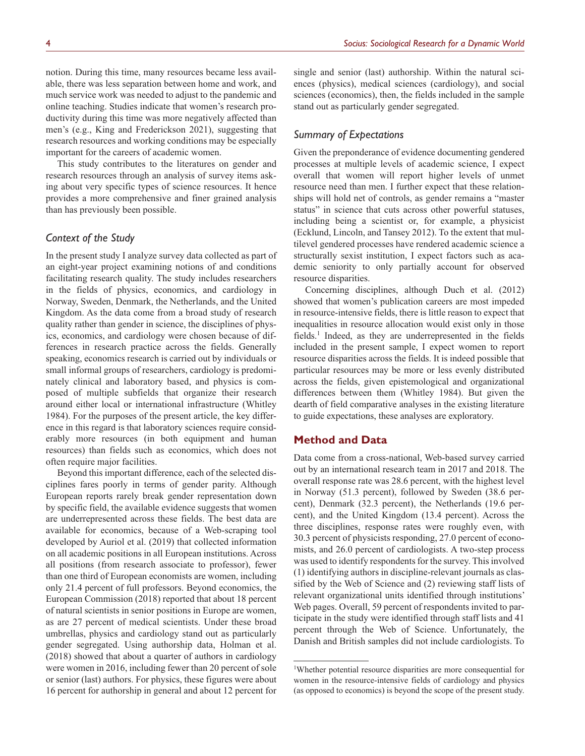notion. During this time, many resources became less available, there was less separation between home and work, and much service work was needed to adjust to the pandemic and online teaching. Studies indicate that women's research productivity during this time was more negatively affected than men's (e.g., King and Frederickson 2021), suggesting that research resources and working conditions may be especially important for the careers of academic women.

This study contributes to the literatures on gender and research resources through an analysis of survey items asking about very specific types of science resources. It hence provides a more comprehensive and finer grained analysis than has previously been possible.

### *Context of the Study*

In the present study I analyze survey data collected as part of an eight-year project examining notions of and conditions facilitating research quality. The study includes researchers in the fields of physics, economics, and cardiology in Norway, Sweden, Denmark, the Netherlands, and the United Kingdom. As the data come from a broad study of research quality rather than gender in science, the disciplines of physics, economics, and cardiology were chosen because of differences in research practice across the fields. Generally speaking, economics research is carried out by individuals or small informal groups of researchers, cardiology is predominately clinical and laboratory based, and physics is composed of multiple subfields that organize their research around either local or international infrastructure (Whitley 1984). For the purposes of the present article, the key difference in this regard is that laboratory sciences require considerably more resources (in both equipment and human resources) than fields such as economics, which does not often require major facilities.

Beyond this important difference, each of the selected disciplines fares poorly in terms of gender parity. Although European reports rarely break gender representation down by specific field, the available evidence suggests that women are underrepresented across these fields. The best data are available for economics, because of a Web-scraping tool developed by Auriol et al. (2019) that collected information on all academic positions in all European institutions. Across all positions (from research associate to professor), fewer than one third of European economists are women, including only 21.4 percent of full professors. Beyond economics, the European Commission (2018) reported that about 18 percent of natural scientists in senior positions in Europe are women, as are 27 percent of medical scientists. Under these broad umbrellas, physics and cardiology stand out as particularly gender segregated. Using authorship data, Holman et al. (2018) showed that about a quarter of authors in cardiology were women in 2016, including fewer than 20 percent of sole or senior (last) authors. For physics, these figures were about 16 percent for authorship in general and about 12 percent for single and senior (last) authorship. Within the natural sciences (physics), medical sciences (cardiology), and social sciences (economics), then, the fields included in the sample stand out as particularly gender segregated.

### *Summary of Expectations*

Given the preponderance of evidence documenting gendered processes at multiple levels of academic science, I expect overall that women will report higher levels of unmet resource need than men. I further expect that these relationships will hold net of controls, as gender remains a "master status" in science that cuts across other powerful statuses, including being a scientist or, for example, a physicist (Ecklund, Lincoln, and Tansey 2012). To the extent that multilevel gendered processes have rendered academic science a structurally sexist institution, I expect factors such as academic seniority to only partially account for observed resource disparities.

Concerning disciplines, although Duch et al. (2012) showed that women's publication careers are most impeded in resource-intensive fields, there is little reason to expect that inequalities in resource allocation would exist only in those fields.[1] Indeed, as they are underrepresented in the fields included in the present sample, I expect women to report resource disparities across the fields. It is indeed possible that particular resources may be more or less evenly distributed across the fields, given epistemological and organizational differences between them (Whitley 1984). But given the dearth of field comparative analyses in the existing literature to guide expectations, these analyses are exploratory.

## Method and Data

Data come from a cross-national, Web-based survey carried out by an international research team in 2017 and 2018. The overall response rate was 28.6 percent, with the highest level in Norway (51.3 percent), followed by Sweden (38.6 percent), Denmark (32.3 percent), the Netherlands (19.6 percent), and the United Kingdom (13.4 percent). Across the three disciplines, response rates were roughly even, with 30.3 percent of physicists responding, 27.0 percent of economists, and 26.0 percent of cardiologists. A two-step process was used to identify respondents for the survey. This involved (1) identifying authors in discipline-relevant journals as classified by the Web of Science and (2) reviewing staff lists of relevant organizational units identified through institutions' Web pages. Overall, 59 percent of respondents invited to participate in the study were identified through staff lists and 41 percent through the Web of Science. Unfortunately, the Danish and British samples did not include cardiologists. To

[1]Whether potential resource disparities are more consequential for women in the resource-intensive fields of cardiology and physics (as opposed to economics) is beyond the scope of the present study.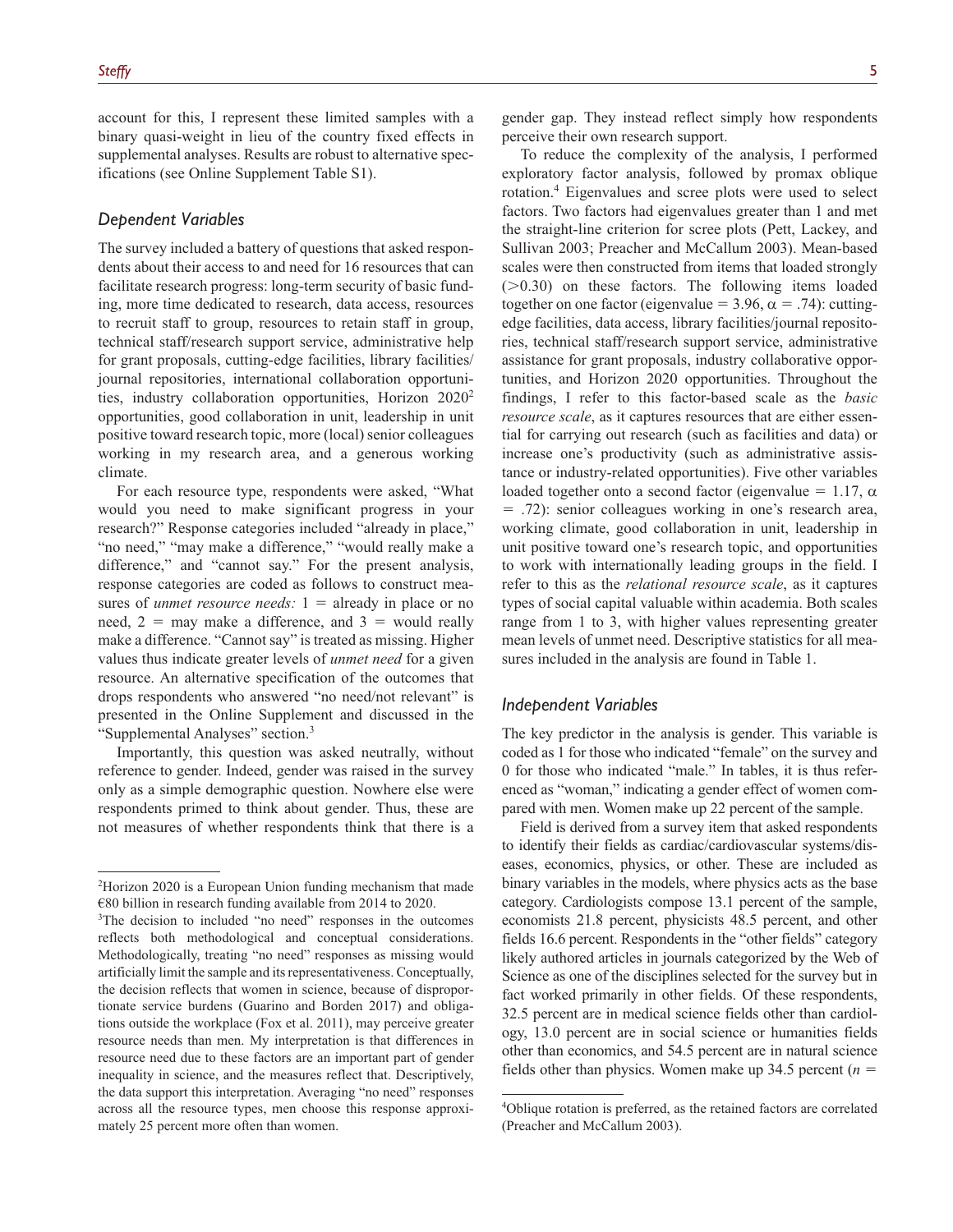account for this, I represent these limited samples with a binary quasi-weight in lieu of the country fixed effects in supplemental analyses. Results are robust to alternative specifications (see Online Supplement Table S1).

### Dependent Variables

The survey included a battery of questions that asked respondents about their access to and need for 16 resources that can facilitate research progress: long-term security of basic funding, more time dedicated to research, data access, resources to recruit staff to group, resources to retain staff in group, technical staff/research support service, administrative help for grant proposals, cutting-edge facilities, library facilities/journal repositories, international collaboration opportunities, industry collaboration opportunities, Horizon 2020[2] opportunities, good collaboration in unit, leadership in unit positive toward research topic, more (local) senior colleagues working in my research area, and a generous working climate.

For each resource type, respondents were asked, "What would you need to make significant progress in your research?" Response categories included "already in place," "no need," "may make a difference," "would really make a difference," and "cannot say." For the present analysis, response categories are coded as follows to construct measures of *unmet resource needs:* 1 = already in place or no need, 2 = may make a difference, and 3 = would really make a difference. "Cannot say" is treated as missing. Higher values thus indicate greater levels of *unmet need* for a given resource. An alternative specification of the outcomes that drops respondents who answered "no need/not relevant" is presented in the Online Supplement and discussed in the "Supplemental Analyses" section.[3]

Importantly, this question was asked neutrally, without reference to gender. Indeed, gender was raised in the survey only as a simple demographic question. Nowhere else were respondents primed to think about gender. Thus, these are not measures of whether respondents think that there is a gender gap. They instead reflect simply how respondents perceive their own research support.

To reduce the complexity of the analysis, I performed exploratory factor analysis, followed by promax oblique rotation.[4] Eigenvalues and scree plots were used to select factors. Two factors had eigenvalues greater than 1 and met the straight-line criterion for scree plots (Pett, Lackey, and Sullivan 2003; Preacher and McCallum 2003). Mean-based scales were then constructed from items that loaded strongly (>0.30) on these factors. The following items loaded together on one factor (eigenvalue = 3.96, $\alpha = .74$): cutting-edge facilities, data access, library facilities/journal repositories, technical staff/research support service, administrative assistance for grant proposals, industry collaborative opportunities, and Horizon 2020 opportunities. Throughout the findings, I refer to this factor-based scale as the *basic resource scale*, as it captures resources that are either essential for carrying out research (such as facilities and data) or increase one's productivity (such as administrative assistance or industry-related opportunities). Five other variables loaded together onto a second factor (eigenvalue = 1.17, $\alpha = .72$): senior colleagues working in one's research area, working climate, good collaboration in unit, leadership in unit positive toward one's research topic, and opportunities to work with internationally leading groups in the field. I refer to this as the *relational resource scale*, as it captures types of social capital valuable within academia. Both scales range from 1 to 3, with higher values representing greater mean levels of unmet need. Descriptive statistics for all measures included in the analysis are found in Table 1.

### Independent Variables

The key predictor in the analysis is gender. This variable is coded as 1 for those who indicated "female" on the survey and 0 for those who indicated "male." In tables, it is thus referenced as "woman," indicating a gender effect of women compared with men. Women make up 22 percent of the sample.

Field is derived from a survey item that asked respondents to identify their fields as cardiac/cardiovascular systems/diseases, economics, physics, or other. These are included as binary variables in the models, where physics acts as the base category. Cardiologists compose 13.1 percent of the sample, economists 21.8 percent, physicists 48.5 percent, and other fields 16.6 percent. Respondents in the "other fields" category likely authored articles in journals categorized by the Web of Science as one of the disciplines selected for the survey but in fact worked primarily in other fields. Of these respondents, 32.5 percent are in medical science fields other than cardiology, 13.0 percent are in social science or humanities fields other than economics, and 54.5 percent are in natural science fields other than physics. Women make up 34.5 percent (*n* =

---

[2]Horizon 2020 is a European Union funding mechanism that made €80 billion in research funding available from 2014 to 2020.

[3]The decision to included "no need" responses in the outcomes reflects both methodological and conceptual considerations. Methodologically, treating "no need" responses as missing would artificially limit the sample and its representativeness. Conceptually, the decision reflects that women in science, because of disproportionate service burdens (Guarino and Borden 2017) and obligations outside the workplace (Fox et al. 2011), may perceive greater resource needs than men. My interpretation is that differences in resource need due to these factors are an important part of gender inequality in science, and the measures reflect that. Descriptively, the data support this interpretation. Averaging "no need" responses across all the resource types, men choose this response approximately 25 percent more often than women.

[4]Oblique rotation is preferred, as the retained factors are correlated (Preacher and McCallum 2003).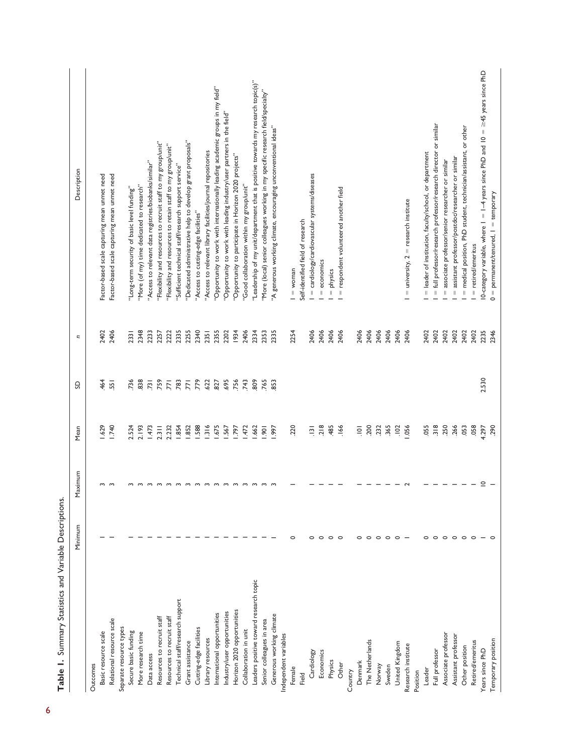**Table 1.** Summary Statistics and Variable Descriptions.

| | Minimum | Maximum | Mean | SD | n | Description |
|---|---|---|---|---|---|---|
| Outcomes | | | | | | |
| Basic resource scale | 1 | 3 | 1.629 | .464 | 2402 | Factor-based scale capturing mean unmet need |
| Relational resource scale | 1 | 3 | 1.740 | .551 | 2406 | Factor-based scale capturing mean unmet need |
| Separate resource types | | | | | | |
| Secure basic funding | 1 | 3 | 2.524 | .736 | 2331 | "Long-term security of basic level funding" |
| More research time | 1 | 3 | 2.193 | .838 | 2348 | "More (of my) time dedicated to research" |
| Data access | 1 | 3 | 1.473 | .731 | 2233 | "Access to relevant data registries/biobanks/similar" |
| Resources to recruit staff | 1 | 3 | 2.311 | .759 | 2257 | "Flexibility and resources to recruit staff to my group/unit" |
| Resources to recruit staff | 1 | 3 | 2.232 | .771 | 2222 | "Flexibility and resources to retain staff to my group/unit" |
| Technical staff/research support | 1 | 3 | 1.854 | .783 | 2335 | "Sufficient technical staff/research support service" |
| Grant assistance | 1 | 3 | 1.852 | .771 | 2255 | "Dedicated administrative help to develop grant proposals" |
| Cutting-edge facilities | 1 | 3 | 1.588 | .779 | 2340 | "Access to cutting-edge facilities" |
| Library resources | 1 | 3 | 1.316 | .622 | 2351 | "Access to relevant library facilities/journal repositories |
| International opportunities | 1 | 3 | 1.675 | .827 | 2355 | "Opportunity to work with internationally leading academic groups in my field" |
| Industry/user opportunities | 1 | 3 | 1.567 | .695 | 2202 | "Opportunity to work with leading industry/user partners in the field" |
| Horizon 2020 opportunities | 1 | 3 | 1.797 | .756 | 1934 | "Opportunity to participate in Horizon 2020 projects" |
| Collaboration in unit | 1 | 3 | 1.472 | .743 | 2406 | "Good collaboration within my group/unit" |
| Leaders positive toward research topic | 1 | 3 | 1.662 | .809 | 2334 | "Leadership of my unit/department that is positive towards my research topic(s)" |
| Senior colleagues in area | 1 | 3 | 1.901 | .765 | 2353 | "More (local) senior colleagues working in my specific research field/specialty" |
| Generous working climate | 1 | 3 | 1.997 | .853 | 2335 | "A generous working climate, encouraging unconventional ideas" |
| Independent variables | | | | | | |
| Female | 0 | 1 | .220 | | 2254 | 1 = woman |
| Field | | | | | | Self-identified field of research |
| Cardiology | 0 | 1 | .131 | | 2406 | 1 = cardiology/cardiovascular systems/diseases |
| Economics | 0 | 1 | .218 | | 2406 | 1 = economics |
| Physics | 0 | 1 | .485 | | 2406 | 1 = physics |
| Other | 0 | 1 | .166 | | 2406 | 1 = respondent volunteered another field |
| Country | | | | | | |
| Denmark | 0 | 1 | .101 | | 2406 | |
| The Netherlands | 0 | 1 | .200 | | 2406 | |
| Norway | 0 | 1 | .232 | | 2406 | |
| Sweden | 0 | 1 | .365 | | 2406 | |
| United Kingdom | 0 | 1 | .102 | | 2406 | |
| Research institute | 1 | 2 | 1.056 | | 2406 | 1 = university, 2 = research institute |
| Position | | | | | | |
| Leader | 0 | 1 | .055 | | 2402 | 1 = leader of institution, faculty/school, or department |
| Full professor | 0 | 1 | .318 | | 2402 | 1 = full professor/research professor/research director or similar |
| Associate professor | 0 | 1 | .250 | | 2402 | 1 = associate professor/senior researcher or similar |
| Assistant professor | 0 | 1 | .266 | | 2402 | 1 = assistant professor/postdoc/researcher or similar |
| Other position | 0 | 1 | .053 | | 2402 | 1 = medical position, PhD student, technician/assistant, or other |
| Retired/emeritus | 0 | 1 | .058 | | 2402 | 1 = retired/emeritus |
| Years since PhD | 1 | 10 | 4.297 | 2.530 | 2235 | 10-category variable, where 1 = 1–4 years since PhD and 10 = ≥45 years since PhD |
| Temporary position | 0 | 1 | .290 | | 2346 | 0 = permanent/tenured, 1 = temporary |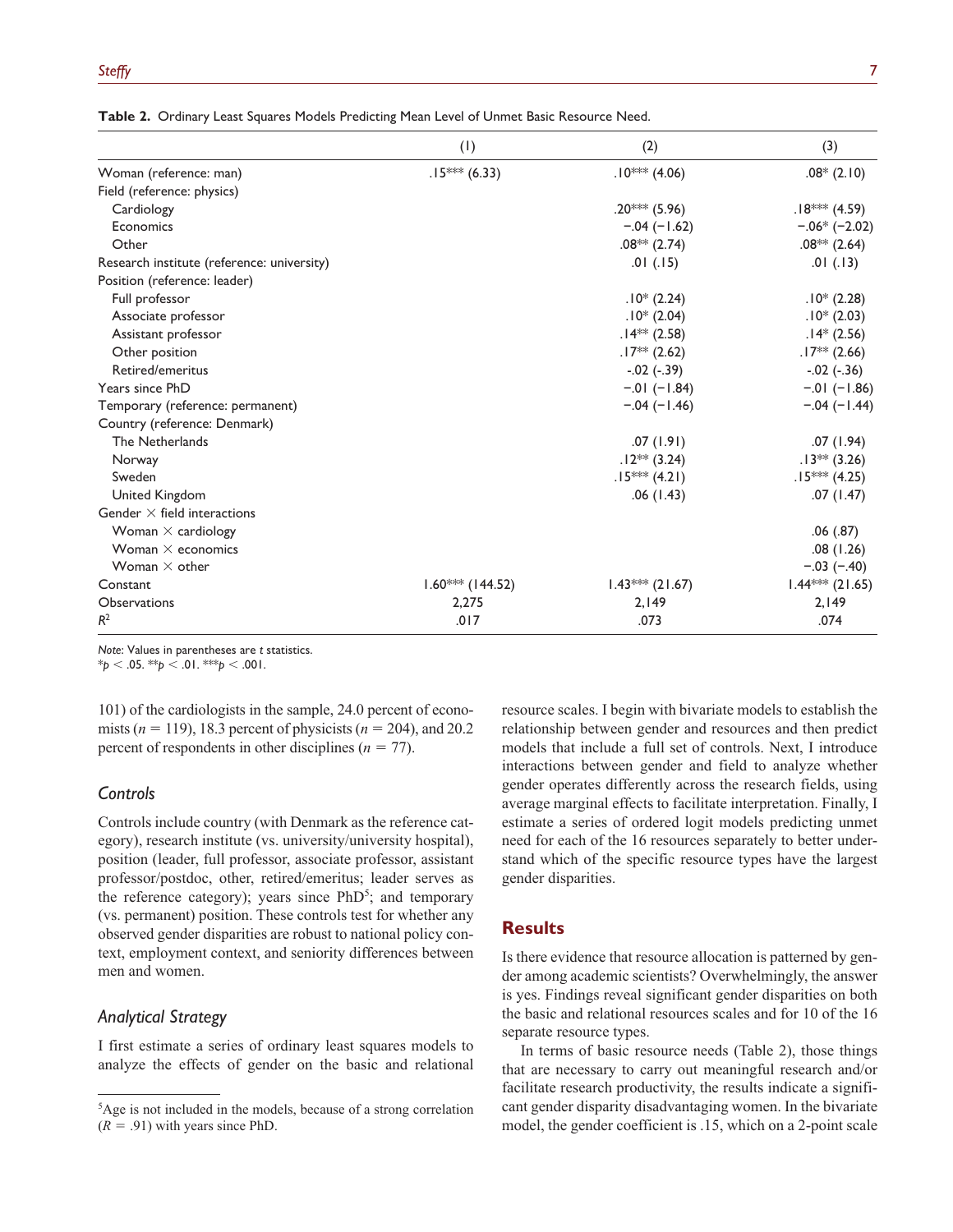**Table 2.** Ordinary Least Squares Models Predicting Mean Level of Unmet Basic Resource Need.

| | (1) | (2) | (3) |
|---|---|---|---|
| Woman (reference: man) | .15*** (6.33) | .10*** (4.06) | .08* (2.10) |
| Field (reference: physics) | | | |
| Cardiology | | .20*** (5.96) | .18*** (4.59) |
| Economics | | −.04 (−1.62) | −.06* (−2.02) |
| Other | | .08** (2.74) | .08** (2.64) |
| Research institute (reference: university) | | .01 (.15) | .01 (.13) |
| Position (reference: leader) | | | |
| Full professor | | .10* (2.24) | .10* (2.28) |
| Associate professor | | .10* (2.04) | .10* (2.03) |
| Assistant professor | | .14** (2.58) | .14* (2.56) |
| Other position | | .17** (2.62) | .17** (2.66) |
| Retired/emeritus | | -.02 (-.39) | -.02 (-.36) |
| Years since PhD | | −.01 (−1.84) | −.01 (−1.86) |
| Temporary (reference: permanent) | | −.04 (−1.46) | −.04 (−1.44) |
| Country (reference: Denmark) | | | |
| The Netherlands | | .07 (1.91) | .07 (1.94) |
| Norway | | .12** (3.24) | .13** (3.26) |
| Sweden | | .15*** (4.21) | .15*** (4.25) |
| United Kingdom | | .06 (1.43) | .07 (1.47) |
| Gender × field interactions | | | |
| Woman × cardiology | | | .06 (.87) |
| Woman × economics | | | .08 (1.26) |
| Woman × other | | | −.03 (−.40) |
| Constant | 1.60*** (144.52) | 1.43*** (21.67) | 1.44*** (21.65) |
| Observations | 2,275 | 2,149 | 2,149 |
| $R^2$ | .017 | .073 | .074 |

*Note:* Values in parentheses are *t* statistics.
*$p < .05$. **$p < .01$. ***$p < .001$.

101) of the cardiologists in the sample, 24.0 percent of economists ($n = 119$), 18.3 percent of physicists ($n = 204$), and 20.2 percent of respondents in other disciplines ($n = 77$).

### Controls

Controls include country (with Denmark as the reference category), research institute (vs. university/university hospital), position (leader, full professor, associate professor, assistant professor/postdoc, other, retired/emeritus; leader serves as the reference category); years since PhD[5]; and temporary (vs. permanent) position. These controls test for whether any observed gender disparities are robust to national policy context, employment context, and seniority differences between men and women.

### Analytical Strategy

I first estimate a series of ordinary least squares models to analyze the effects of gender on the basic and relational resource scales. I begin with bivariate models to establish the relationship between gender and resources and then predict models that include a full set of controls. Next, I introduce interactions between gender and field to analyze whether gender operates differently across the research fields, using average marginal effects to facilitate interpretation. Finally, I estimate a series of ordered logit models predicting unmet need for each of the 16 resources separately to better understand which of the specific resource types have the largest gender disparities.

## Results

Is there evidence that resource allocation is patterned by gender among academic scientists? Overwhelmingly, the answer is yes. Findings reveal significant gender disparities on both the basic and relational resources scales and for 10 of the 16 separate resource types.

In terms of basic resource needs (Table 2), those things that are necessary to carry out meaningful research and/or facilitate research productivity, the results indicate a significant gender disparity disadvantaging women. In the bivariate model, the gender coefficient is .15, which on a 2-point scale

[5]Age is not included in the models, because of a strong correlation ($R = .91$) with years since PhD.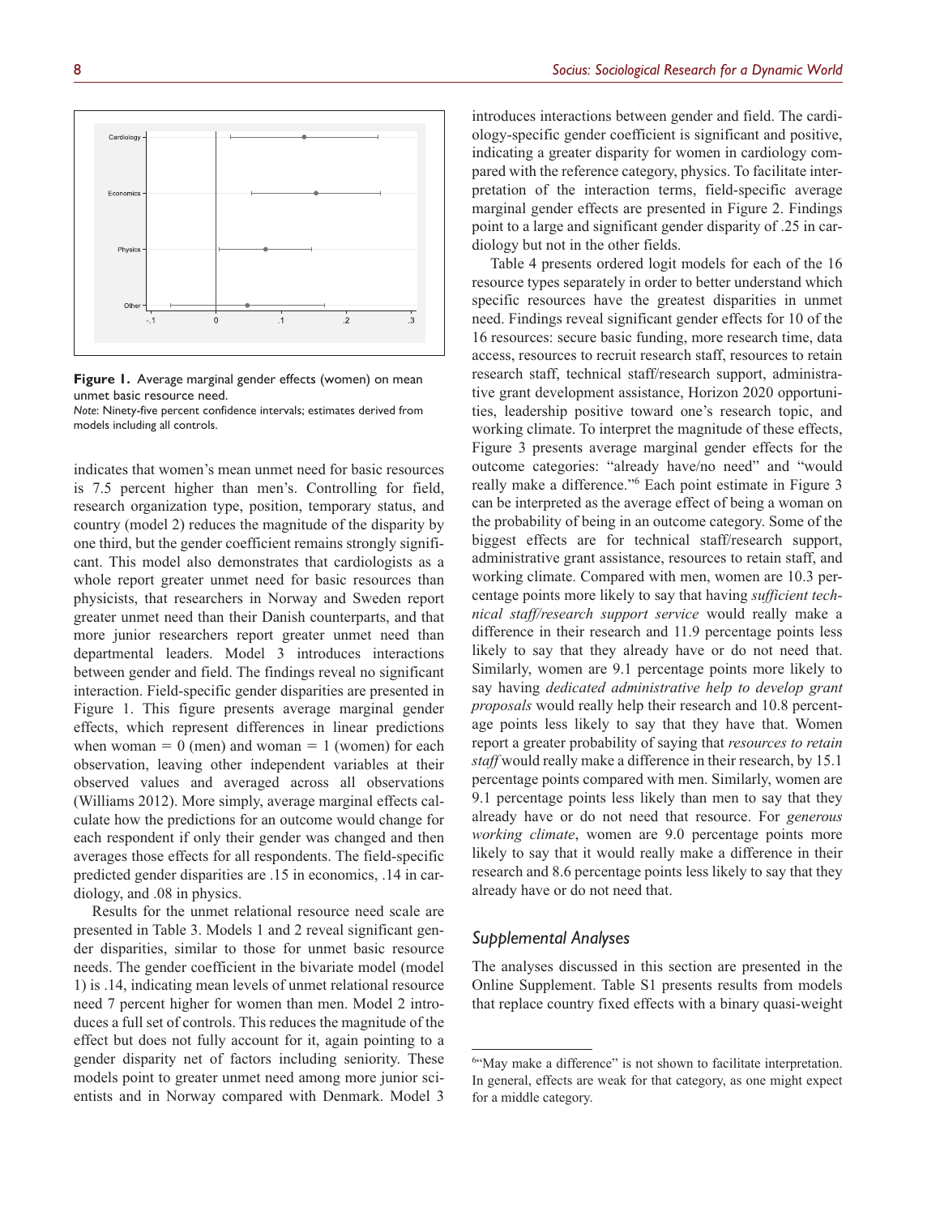**Figure 1.** Average marginal gender effects (women) on mean unmet basic resource need.

*Note:* Ninety-five percent confidence intervals; estimates derived from models including all controls.

indicates that women's mean unmet need for basic resources is 7.5 percent higher than men's. Controlling for field, research organization type, position, temporary status, and country (model 2) reduces the magnitude of the disparity by one third, but the gender coefficient remains strongly significant. This model also demonstrates that cardiologists as a whole report greater unmet need for basic resources than physicists, that researchers in Norway and Sweden report greater unmet need than their Danish counterparts, and that more junior researchers report greater unmet need than departmental leaders. Model 3 introduces interactions between gender and field. The findings reveal no significant interaction. Field-specific gender disparities are presented in Figure 1. This figure presents average marginal gender effects, which represent differences in linear predictions when woman = 0 (men) and woman = 1 (women) for each observation, leaving other independent variables at their observed values and averaged across all observations (Williams 2012). More simply, average marginal effects calculate how the predictions for an outcome would change for each respondent if only their gender was changed and then averages those effects for all respondents. The field-specific predicted gender disparities are .15 in economics, .14 in cardiology, and .08 in physics.

Results for the unmet relational resource need scale are presented in Table 3. Models 1 and 2 reveal significant gender disparities, similar to those for unmet basic resource needs. The gender coefficient in the bivariate model (model 1) is .14, indicating mean levels of unmet relational resource need 7 percent higher for women than men. Model 2 introduces a full set of controls. This reduces the magnitude of the effect but does not fully account for it, again pointing to a gender disparity net of factors including seniority. These models point to greater unmet need among more junior scientists and in Norway compared with Denmark. Model 3 introduces interactions between gender and field. The cardiology-specific gender coefficient is significant and positive, indicating a greater disparity for women in cardiology compared with the reference category, physics. To facilitate interpretation of the interaction terms, field-specific average marginal gender effects are presented in Figure 2. Findings point to a large and significant gender disparity of .25 in cardiology but not in the other fields.

Table 4 presents ordered logit models for each of the 16 resource types separately in order to better understand which specific resources have the greatest disparities in unmet need. Findings reveal significant gender effects for 10 of the 16 resources: secure basic funding, more research time, data access, resources to recruit research staff, resources to retain research staff, technical staff/research support, administrative grant development assistance, Horizon 2020 opportunities, leadership positive toward one's research topic, and working climate. To interpret the magnitude of these effects, Figure 3 presents average marginal gender effects for the outcome categories: "already have/no need" and "would really make a difference."[6] Each point estimate in Figure 3 can be interpreted as the average effect of being a woman on the probability of being in an outcome category. Some of the biggest effects are for technical staff/research support, administrative grant assistance, resources to retain staff, and working climate. Compared with men, women are 10.3 percentage points more likely to say that having *sufficient technical staff/research support service* would really make a difference in their research and 11.9 percentage points less likely to say that they already have or do not need that. Similarly, women are 9.1 percentage points more likely to say having *dedicated administrative help to develop grant proposals* would really help their research and 10.8 percentage points less likely to say that they have that. Women report a greater probability of saying that *resources to retain staff* would really make a difference in their research, by 15.1 percentage points compared with men. Similarly, women are 9.1 percentage points less likely than men to say that they already have or do not need that resource. For *generous working climate*, women are 9.0 percentage points more likely to say that it would really make a difference in their research and 8.6 percentage points less likely to say that they already have or do not need that.

## *Supplemental Analyses*

The analyses discussed in this section are presented in the Online Supplement. Table S1 presents results from models that replace country fixed effects with a binary quasi-weight

[6]"May make a difference" is not shown to facilitate interpretation. In general, effects are weak for that category, as one might expect for a middle category.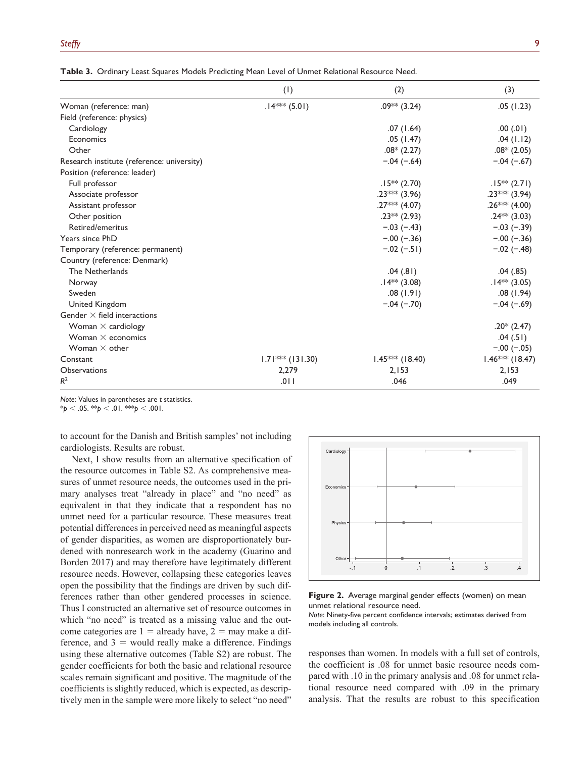**Table 3.** Ordinary Least Squares Models Predicting Mean Level of Unmet Relational Resource Need.

| | (1) | (2) | (3) |
|---|---|---|---|
| Woman (reference: man) | .14*** (5.01) | .09** (3.24) | .05 (1.23) |
| Field (reference: physics) | | | |
| Cardiology | | .07 (1.64) | .00 (.01) |
| Economics | | .05 (1.47) | .04 (1.12) |
| Other | | .08* (2.27) | .08* (2.05) |
| Research institute (reference: university) | | −.04 (−.64) | −.04 (−.67) |
| Position (reference: leader) | | | |
| Full professor | | .15** (2.70) | .15** (2.71) |
| Associate professor | | .23*** (3.96) | .23*** (3.94) |
| Assistant professor | | .27*** (4.07) | .26*** (4.00) |
| Other position | | .23** (2.93) | .24** (3.03) |
| Retired/emeritus | | −.03 (−.43) | −.03 (−.39) |
| Years since PhD | | −.00 (−.36) | −.00 (−.36) |
| Temporary (reference: permanent) | | −.02 (−.51) | −.02 (−.48) |
| Country (reference: Denmark) | | | |
| The Netherlands | | .04 (.81) | .04 (.85) |
| Norway | | .14** (3.08) | .14** (3.05) |
| Sweden | | .08 (1.91) | .08 (1.94) |
| United Kingdom | | −.04 (−.70) | −.04 (−.69) |
| Gender × field interactions | | | |
| Woman × cardiology | | | .20* (2.47) |
| Woman × economics | | | .04 (.51) |
| Woman × other | | | −.00 (−.05) |
| Constant | 1.71*** (131.30) | 1.45*** (18.40) | 1.46*** (18.47) |
| Observations | 2,279 | 2,153 | 2,153 |
| $R^2$ | .011 | .046 | .049 |

*Note*: Values in parentheses are *t* statistics.
*$p < .05$. **$p < .01$. ***$p < .001$.

to account for the Danish and British samples' not including cardiologists. Results are robust.

Next, I show results from an alternative specification of the resource outcomes in Table S2. As comprehensive measures of unmet resource needs, the outcomes used in the primary analyses treat "already in place" and "no need" as equivalent in that they indicate that a respondent has no unmet need for a particular resource. These measures treat potential differences in perceived need as meaningful aspects of gender disparities, as women are disproportionately burdened with nonresearch work in the academy (Guarino and Borden 2017) and may therefore have legitimately different resource needs. However, collapsing these categories leaves open the possibility that the findings are driven by such differences rather than other gendered processes in science. Thus I constructed an alternative set of resource outcomes in which "no need" is treated as a missing value and the outcome categories are 1 = already have, 2 = may make a difference, and 3 = would really make a difference. Findings using these alternative outcomes (Table S2) are robust. The gender coefficients for both the basic and relational resource scales remain significant and positive. The magnitude of the coefficients is slightly reduced, which is expected, as descriptively men in the sample were more likely to select "no need" responses than women. In models with a full set of controls, the coefficient is .08 for unmet basic resource needs compared with .10 in the primary analysis and .08 for unmet relational resource need compared with .09 in the primary analysis. That the results are robust to this specification

**Figure 2.** Average marginal gender effects (women) on mean unmet relational resource need.
*Note*: Ninety-five percent confidence intervals; estimates derived from models including all controls.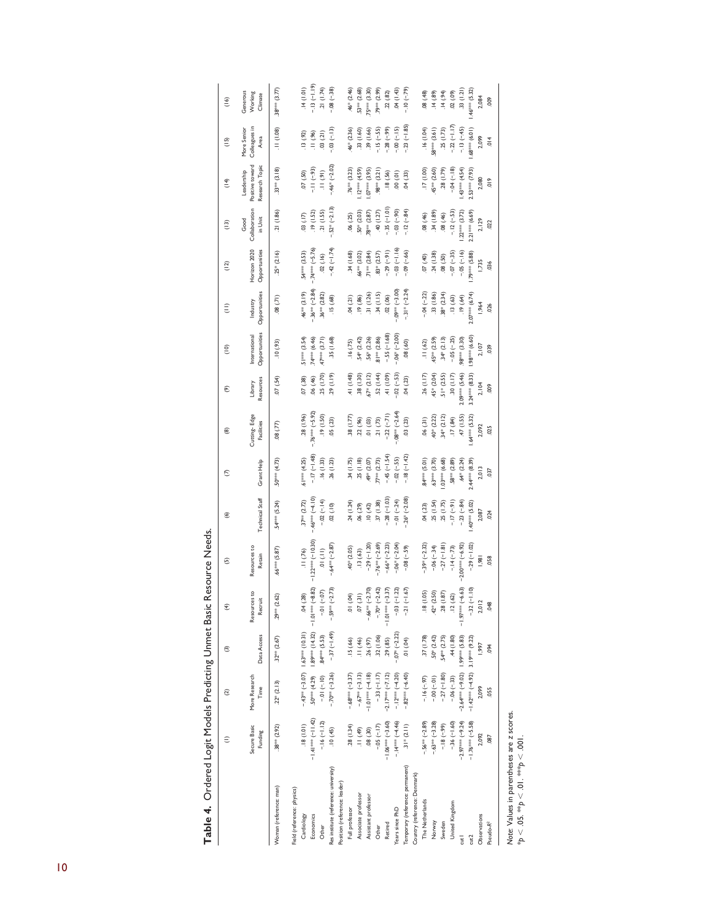**Table 4.** Ordered Logit Models Predicting Unmet Basic Resource Needs.

| | (1) Secure Basic Funding | (2) More Research Time | (3) Data Access | (4) Resources to Recruit | (5) Resources to Retain | (6) Technical Staff | (7) Grant Help | (8) Cutting-Edge Facilities | (9) Library Resources | (10) International Opportunities | (11) Industry Opportunities | (12) Horizon 2020 Opportunities | (13) Good Collaboration in Unit | (14) Leadership Positive toward Research Topic | (15) More Senior Colleagues in Area | (16) Generous Working Climate |
|---|---|---|---|---|---|---|---|---|---|---|---|---|---|---|---|---|
| Woman (reference: man) | .38** (2.92) | .22* (2.13) | .32** (2.67) | .29** (2.62) | .66*** (5.87) | .54*** (5.24) | .50*** (4.73) | .08 (.77) | .07 (.54) | .10 (.93) | .08 (.71) | .25* (2.16) | .21 (1.86) | .33** (3.18) | .11 (1.08) | .38*** (3.77) |
| Field (reference: physics) | | | | | | | | | | | | | | | | |
| Cardiology | .18 (1.01) | −.43** (−3.07) | 1.63*** (10.31) | .04 (.28) | .11 (.76) | .37** (2.72) | .61*** (4.25) | .28 (1.96) | .07 (.38) | .51*** (3.54) | .46** (3.19) | .54*** (3.53) | .03 (.17) | .07 (.50) | .13 (.92) | .14 (1.01) |
| Economics | −1.41*** (−11.42) | .50*** (4.29) | 1.89*** (14.32) | −1.01*** (−8.82) | −1.22*** (−10.30) | −.46*** (−4.10) | −.17 (−1.48) | −.76*** (−5.92) | .06 (.46) | .74*** (6.46) | −.36** (−2.84) | −.74*** (−5.76) | .19 (1.52) | −.11 (−.93) | .11 (.96) | −.13 (−1.19) |
| Other | −.16 (−1.12) | −.01 (−.10) | .84*** (5.53) | −.01 (−.07) | .01 (.11) | −.02 (−.14) | .16 (1.33) | .19 (1.50) | .25 (1.70) | .47*** (3.71) | .36** (2.82) | .02 (.16) | .21 (1.55) | .11 (.91) | .03 (.21) | .21 (1.74) |
| Res institute (reference: university) | .10 (.45) | −.70** (−3.26) | −.37 (−1.49) | −.59** (−2.73) | −.64** (−2.87) | .02 (.10) | .26 (1.23) | .05 (.23) | .29 (1.19) | .35 (1.68) | .15 (.68) | −.42 (−1.74) | −.52* (−2.13) | −.46* (−2.02) | −.03 (−.13) | −.08 (−.38) |
| Position (reference: leader) | | | | | | | | | | | | | | | | |
| Full professor | .28 (1.34) | −.68*** (−3.37) | .15 (.66) | .01 (.04) | .40* (2.05) | .24 (1.24) | .34 (1.75) | .38 (1.77) | .41 (1.48) | .16 (.75) | .04 (.21) | .34 (1.68) | .06 (.25) | .76** (3.23) | .46* (2.36) | .46* (2.46) |
| Associate professor | .11 (.49) | −.67** (−3.13) | .11 (.46) | .07 (.31) | .13 (.63) | .06 (.29) | .25 (1.18) | .22 (.96) | .38 (1.30) | .54* (2.42) | .19 (.86) | .66** (3.02) | .50* (2.03) | 1.12*** (4.59) | .33 (1.60) | .53** (2.68) |
| Assistant professor | .08 (.30) | −1.01*** (−4.18) | .26 (.97) | −.66** (−2.70) | −.29 (−1.20) | .10 (.42) | .49* (2.07) | .01 (.03) | .67* (2.12) | .56* (2.26) | .31 (1.26) | .71** (2.84) | .78** (2.87) | 1.07*** (3.95) | .39 (1.66) | .75*** (3.30) |
| Other | −.05 (−.17) | −.33 (−1.17) | .32 (1.06) | −.70* (−2.42) | −.76** (−2.69) | .37 (1.38) | .77** (2.73) | .21 (.73) | .52 (1.44) | .81** (2.86) | .34 (1.15) | .83* (2.57) | .40 (1.27) | .98** (3.21) | −.15 (−.55) | .79** (2.99) |
| Retired | −1.06*** (−3.60) | −2.17*** (−7.12) | .29 (.85) | −1.01*** (−3.37) | −.66* (−2.23) | −.28 (−1.03) | −.45 (−1.54) | −.22 (−.71) | .41 (1.09) | −.55 (−1.68) | .02 (.06) | −.29 (−.91) | −.35 (−1.01) | .18 (.56) | −.28 (−.99) | .22 (.82) |
| Years since PhD | −.14*** (−4.46) | −.12*** (−4.20) | −.07* (−2.22) | −.03 (−1.22) | −.06* (−2.04) | −.01 (−.24) | −.02 (−.55) | −.08** (−2.64) | −.02 (−.53) | −.06* (−2.00) | −.09** (−3.00) | −.03 (−1.16) | −.03 (−.90) | .00 (.01) | −.00 (−.15) | .04 (1.43) |
| Temporary (reference: permanent) | .31* (2.11) | −.82*** (−6.40) | .01 (.04) | −.21 (−1.67) | −.08 (−.59) | −.26* (−2.08) | −.18 (−1.42) | .03 (.23) | .04 (.23) | .08 (.60) | −.31* (−2.24) | −.09 (−.66) | −.12 (−.84) | .04 (.33) | −.23 (−1.85) | −.10 (−.79) |
| Country (reference: Denmark) | | | | | | | | | | | | | | | | |
| The Netherlands | −.56** (−2.89) | −.16 (−.97) | .37 (1.78) | .18 (1.05) | −.39* (−2.32) | .04 (.23) | .84*** (5.01) | .06 (.31) | .26 (1.17) | .11 (.62) | −.04 (−.22) | .07 (.40) | .08 (.46) | .17 (1.00) | .16 (1.04) | .08 (.48) |
| Norway | −.63** (−3.28) | −.00 (−.01) | .50* (2.42) | .42* (2.50) | −.06 (−.34) | .25 (1.54) | .63*** (3.70) | .40* (2.22) | .45* (2.04) | .45** (2.59) | .33 (1.86) | .24 (1.38) | .34 (1.89) | .45** (2.60) | .58*** (3.61) | .14 (.89) |
| Sweden | −.18 (−.99) | −.27 (−1.80) | .54** (2.75) | .28 (1.87) | −.27 (−1.81) | .25 (1.75) | 1.03*** (6.68) | .34* (2.12) | .51* (2.55) | .34* (2.13) | .38* (2.34) | .08 (.50) | .08 (.46) | .28 (1.79) | .25 (1.73) | .14 (.94) |
| United Kingdom | −.36 (−1.60) | −.06 (−.33) | .44 (1.80) | .12 (.62) | −.14 (−.73) | −.17 (−.91) | .58** (2.89) | .17 (.84) | .30 (1.17) | −.05 (−.25) | .13 (.63) | −.07 (−.35) | −.12 (−.53) | −.04 (−.18) | −.22 (−1.17) | .02 (.09) |
| cut1 | −2.97*** (−9.24) | −2.64*** (−9.02) | 1.99*** (5.83) | −1.97*** (−6.63) | −2.00*** (−6.92) | −.23 (−.84) | .64* (2.24) | .47 (1.55) | 2.09*** (5.46) | .98*** (3.30) | .19 (.64) | −.05 (−.16) | 1.22*** (3.72) | 1.43*** (4.54) | −.13 (−.45) | .33 (1.21) |
| cut2 | −1.76*** (−5.58) | −1.42*** (−4.92) | 3.19*** (9.22) | −.32 (−1.10) | −.29 (−1.02) | 1.40*** (5.02) | 2.44*** (8.39) | 1.64*** (5.32) | 3.24*** (8.33) | 1.98*** (6.60) | 2.07*** (6.74) | 1.79*** (5.88) | 2.21*** (6.69) | 2.53*** (7.93) | 1.68*** (6.01) | 1.46*** (5.32) |
| Observations | 2,092 | 2,099 | 1,997 | 2,012 | 1,981 | 2,087 | 2,013 | 2,092 | 2,104 | 2,107 | 1,964 | 1,735 | 2,129 | 2,080 | 2,099 | 2,084 |
| Pseudo-$R^2$ | .087 | .055 | .094 | .048 | .058 | .024 | .037 | .025 | .009 | .039 | .026 | .036 | .022 | .019 | .014 | .009 |

*Note.* Values in parentheses are z scores.
$^{*}p < .05$. $^{**}p < .01$. $^{***}p < .001$.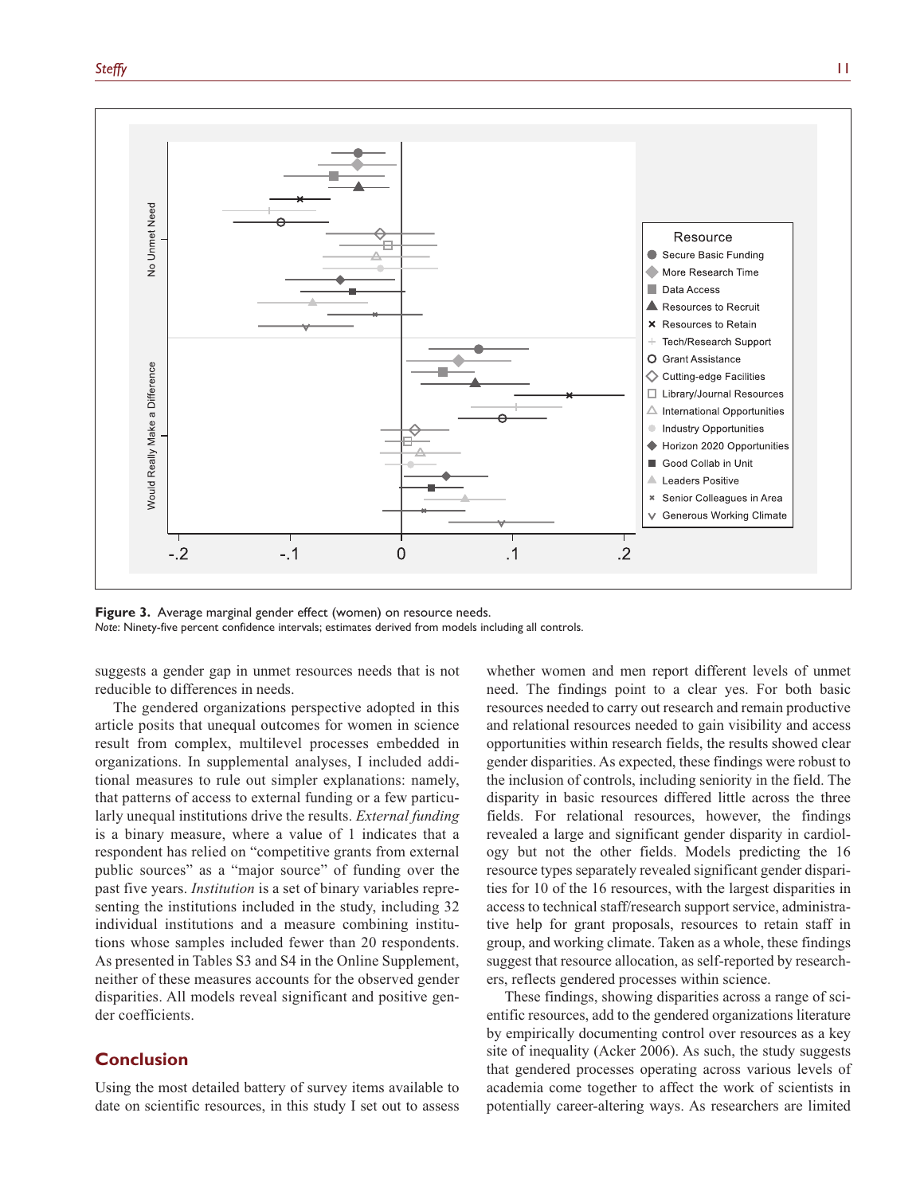**Figure 3.** Average marginal gender effect (women) on resource needs.
*Note*: Ninety-five percent confidence intervals; estimates derived from models including all controls.

suggests a gender gap in unmet resources needs that is not reducible to differences in needs.

The gendered organizations perspective adopted in this article posits that unequal outcomes for women in science result from complex, multilevel processes embedded in organizations. In supplemental analyses, I included additional measures to rule out simpler explanations: namely, that patterns of access to external funding or a few particularly unequal institutions drive the results. *External funding* is a binary measure, where a value of 1 indicates that a respondent has relied on "competitive grants from external public sources" as a "major source" of funding over the past five years. *Institution* is a set of binary variables representing the institutions included in the study, including 32 individual institutions and a measure combining institutions whose samples included fewer than 20 respondents. As presented in Tables S3 and S4 in the Online Supplement, neither of these measures accounts for the observed gender disparities. All models reveal significant and positive gender coefficients.

## Conclusion

Using the most detailed battery of survey items available to date on scientific resources, in this study I set out to assess whether women and men report different levels of unmet need. The findings point to a clear yes. For both basic resources needed to carry out research and remain productive and relational resources needed to gain visibility and access opportunities within research fields, the results showed clear gender disparities. As expected, these findings were robust to the inclusion of controls, including seniority in the field. The disparity in basic resources differed little across the three fields. For relational resources, however, the findings revealed a large and significant gender disparity in cardiology but not the other fields. Models predicting the 16 resource types separately revealed significant gender disparities for 10 of the 16 resources, with the largest disparities in access to technical staff/research support service, administrative help for grant proposals, resources to retain staff in group, and working climate. Taken as a whole, these findings suggest that resource allocation, as self-reported by researchers, reflects gendered processes within science.

These findings, showing disparities across a range of scientific resources, add to the gendered organizations literature by empirically documenting control over resources as a key site of inequality (Acker 2006). As such, the study suggests that gendered processes operating across various levels of academia come together to affect the work of scientists in potentially career-altering ways. As researchers are limited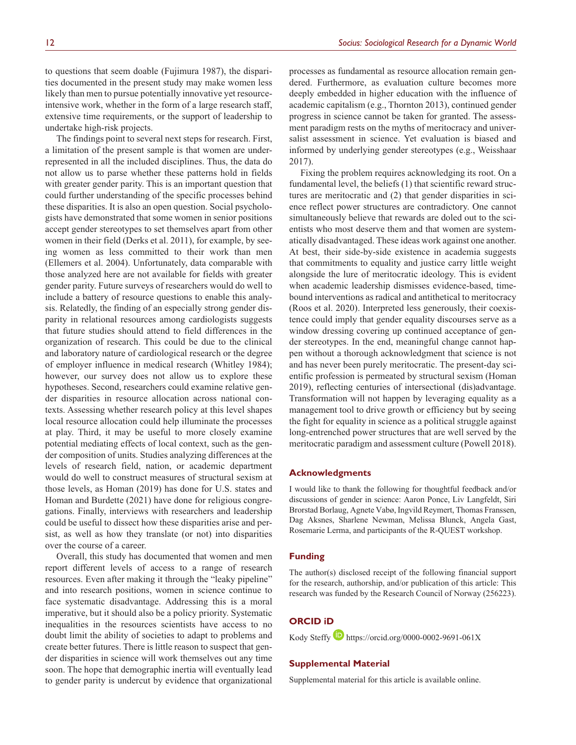to questions that seem doable (Fujimura 1987), the disparities documented in the present study may make women less likely than men to pursue potentially innovative yet resource-intensive work, whether in the form of a large research staff, extensive time requirements, or the support of leadership to undertake high-risk projects.

The findings point to several next steps for research. First, a limitation of the present sample is that women are underrepresented in all the included disciplines. Thus, the data do not allow us to parse whether these patterns hold in fields with greater gender parity. This is an important question that could further understanding of the specific processes behind these disparities. It is also an open question. Social psychologists have demonstrated that some women in senior positions accept gender stereotypes to set themselves apart from other women in their field (Derks et al. 2011), for example, by seeing women as less committed to their work than men (Ellemers et al. 2004). Unfortunately, data comparable with those analyzed here are not available for fields with greater gender parity. Future surveys of researchers would do well to include a battery of resource questions to enable this analysis. Relatedly, the finding of an especially strong gender disparity in relational resources among cardiologists suggests that future studies should attend to field differences in the organization of research. This could be due to the clinical and laboratory nature of cardiological research or the degree of employer influence in medical research (Whitley 1984); however, our survey does not allow us to explore these hypotheses. Second, researchers could examine relative gender disparities in resource allocation across national contexts. Assessing whether research policy at this level shapes local resource allocation could help illuminate the processes at play. Third, it may be useful to more closely examine potential mediating effects of local context, such as the gender composition of units. Studies analyzing differences at the levels of research field, nation, or academic department would do well to construct measures of structural sexism at those levels, as Homan (2019) has done for U.S. states and Homan and Burdette (2021) have done for religious congregations. Finally, interviews with researchers and leadership could be useful to dissect how these disparities arise and persist, as well as how they translate (or not) into disparities over the course of a career.

Overall, this study has documented that women and men report different levels of access to a range of research resources. Even after making it through the "leaky pipeline" and into research positions, women in science continue to face systematic disadvantage. Addressing this is a moral imperative, but it should also be a policy priority. Systematic inequalities in the resources scientists have access to no doubt limit the ability of societies to adapt to problems and create better futures. There is little reason to suspect that gender disparities in science will work themselves out any time soon. The hope that demographic inertia will eventually lead to gender parity is undercut by evidence that organizational processes as fundamental as resource allocation remain gendered. Furthermore, as evaluation culture becomes more deeply embedded in higher education with the influence of academic capitalism (e.g., Thornton 2013), continued gender progress in science cannot be taken for granted. The assessment paradigm rests on the myths of meritocracy and universalist assessment in science. Yet evaluation is biased and informed by underlying gender stereotypes (e.g., Weisshaar 2017).

Fixing the problem requires acknowledging its root. On a fundamental level, the beliefs (1) that scientific reward structures are meritocratic and (2) that gender disparities in science reflect power structures are contradictory. One cannot simultaneously believe that rewards are doled out to the scientists who most deserve them and that women are systematically disadvantaged. These ideas work against one another. At best, their side-by-side existence in academia suggests that commitments to equality and justice carry little weight alongside the lure of meritocratic ideology. This is evident when academic leadership dismisses evidence-based, time-bound interventions as radical and antithetical to meritocracy (Roos et al. 2020). Interpreted less generously, their coexistence could imply that gender equality discourses serve as a window dressing covering up continued acceptance of gender stereotypes. In the end, meaningful change cannot happen without a thorough acknowledgment that science is not and has never been purely meritocratic. The present-day scientific profession is permeated by structural sexism (Homan 2019), reflecting centuries of intersectional (dis)advantage. Transformation will not happen by leveraging equality as a management tool to drive growth or efficiency but by seeing the fight for equality in science as a political struggle against long-entrenched power structures that are well served by the meritocratic paradigm and assessment culture (Powell 2018).

## Acknowledgments

I would like to thank the following for thoughtful feedback and/or discussions of gender in science: Aaron Ponce, Liv Langfeldt, Siri Brorstad Borlaug, Agnete Vabø, Ingvild Reymert, Thomas Franssen, Dag Aksnes, Sharlene Newman, Melissa Blunck, Angela Gast, Rosemarie Lerma, and participants of the R-QUEST workshop.

## Funding

The author(s) disclosed receipt of the following financial support for the research, authorship, and/or publication of this article: This research was funded by the Research Council of Norway (256223).

## ORCID iD

Kody Steffy https://orcid.org/0000-0002-9691-061X

## Supplemental Material

Supplemental material for this article is available online.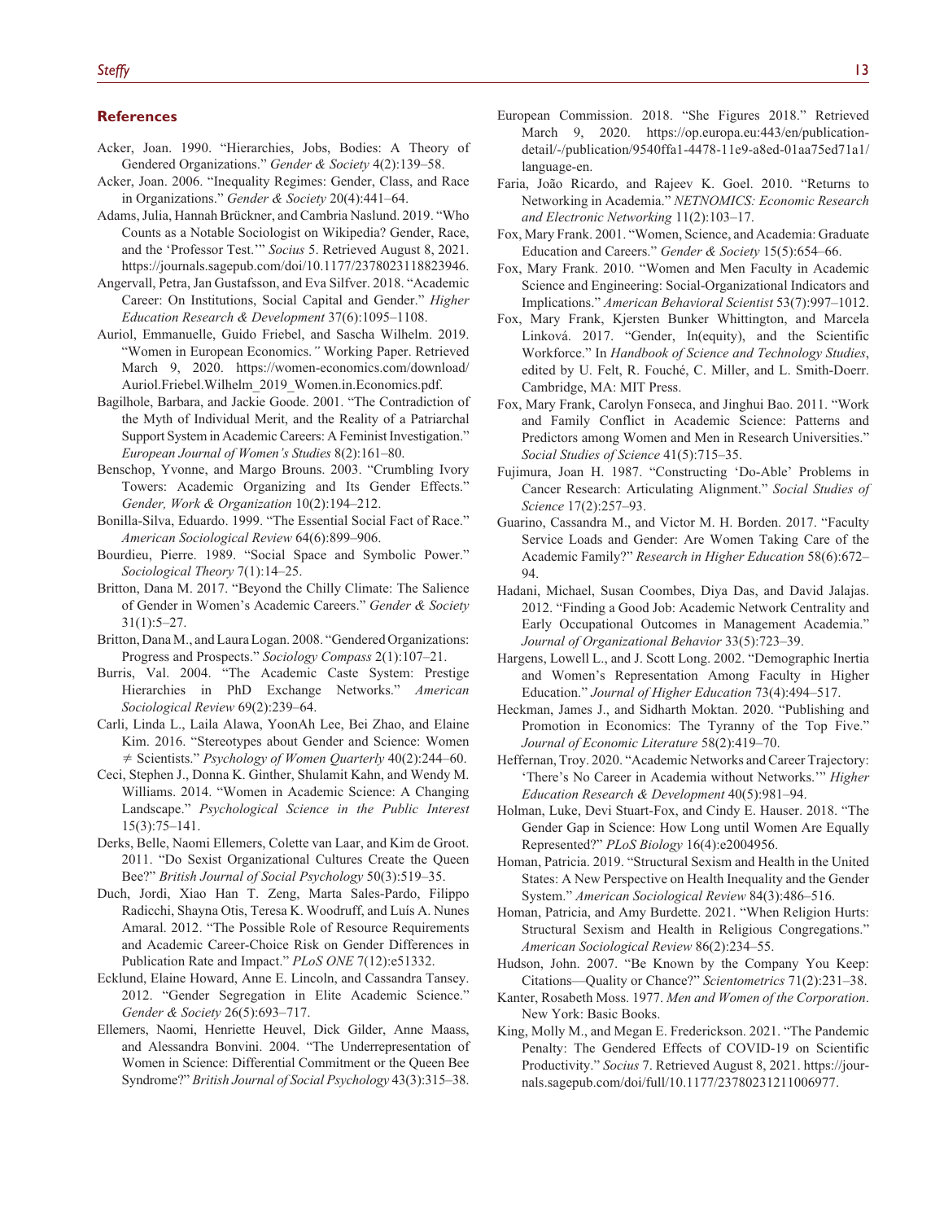## References

Acker, Joan. 1990. "Hierarchies, Jobs, Bodies: A Theory of Gendered Organizations." *Gender & Society* 4(2):139–58.

Acker, Joan. 2006. "Inequality Regimes: Gender, Class, and Race in Organizations." *Gender & Society* 20(4):441–64.

Adams, Julia, Hannah Brückner, and Cambria Naslund. 2019. "Who Counts as a Notable Sociologist on Wikipedia? Gender, Race, and the 'Professor Test.'" *Socius* 5. Retrieved August 8, 2021. https://journals.sagepub.com/doi/10.1177/2378023118823946.

Angervall, Petra, Jan Gustafsson, and Eva Silfver. 2018. "Academic Career: On Institutions, Social Capital and Gender." *Higher Education Research & Development* 37(6):1095–1108.

Auriol, Emmanuelle, Guido Friebel, and Sascha Wilhelm. 2019. "Women in European Economics." Working Paper. Retrieved March 9, 2020. https://women-economics.com/download/Auriol.Friebel.Wilhelm_2019_Women.in.Economics.pdf.

Bagilhole, Barbara, and Jackie Goode. 2001. "The Contradiction of the Myth of Individual Merit, and the Reality of a Patriarchal Support System in Academic Careers: A Feminist Investigation." *European Journal of Women's Studies* 8(2):161–80.

Benschop, Yvonne, and Margo Brouns. 2003. "Crumbling Ivory Towers: Academic Organizing and Its Gender Effects." *Gender, Work & Organization* 10(2):194–212.

Bonilla-Silva, Eduardo. 1999. "The Essential Social Fact of Race." *American Sociological Review* 64(6):899–906.

Bourdieu, Pierre. 1989. "Social Space and Symbolic Power." *Sociological Theory* 7(1):14–25.

Britton, Dana M. 2017. "Beyond the Chilly Climate: The Salience of Gender in Women's Academic Careers." *Gender & Society* 31(1):5–27.

Britton, Dana M., and Laura Logan. 2008. "Gendered Organizations: Progress and Prospects." *Sociology Compass* 2(1):107–21.

Burris, Val. 2004. "The Academic Caste System: Prestige Hierarchies in PhD Exchange Networks." *American Sociological Review* 69(2):239–64.

Carli, Linda L., Laila Alawa, YoonAh Lee, Bei Zhao, and Elaine Kim. 2016. "Stereotypes about Gender and Science: Women ≠ Scientists." *Psychology of Women Quarterly* 40(2):244–60.

Ceci, Stephen J., Donna K. Ginther, Shulamit Kahn, and Wendy M. Williams. 2014. "Women in Academic Science: A Changing Landscape." *Psychological Science in the Public Interest* 15(3):75–141.

Derks, Belle, Naomi Ellemers, Colette van Laar, and Kim de Groot. 2011. "Do Sexist Organizational Cultures Create the Queen Bee?" *British Journal of Social Psychology* 50(3):519–35.

Duch, Jordi, Xiao Han T. Zeng, Marta Sales-Pardo, Filippo Radicchi, Shayna Otis, Teresa K. Woodruff, and Luís A. Nunes Amaral. 2012. "The Possible Role of Resource Requirements and Academic Career-Choice Risk on Gender Differences in Publication Rate and Impact." *PLoS ONE* 7(12):e51332.

Ecklund, Elaine Howard, Anne E. Lincoln, and Cassandra Tansey. 2012. "Gender Segregation in Elite Academic Science." *Gender & Society* 26(5):693–717.

Ellemers, Naomi, Henriette Heuvel, Dick Gilder, Anne Maass, and Alessandra Bonvini. 2004. "The Underrepresentation of Women in Science: Differential Commitment or the Queen Bee Syndrome?" *British Journal of Social Psychology* 43(3):315–38.

European Commission. 2018. "She Figures 2018." Retrieved March 9, 2020. https://op.europa.eu:443/en/publication-detail/-/publication/9540ffa1-4478-11e9-a8ed-01aa75ed71a1/language-en.

Faria, João Ricardo, and Rajeev K. Goel. 2010. "Returns to Networking in Academia." *NETNOMICS: Economic Research and Electronic Networking* 11(2):103–17.

Fox, Mary Frank. 2001. "Women, Science, and Academia: Graduate Education and Careers." *Gender & Society* 15(5):654–66.

Fox, Mary Frank. 2010. "Women and Men Faculty in Academic Science and Engineering: Social-Organizational Indicators and Implications." *American Behavioral Scientist* 53(7):997–1012.

Fox, Mary Frank, Kjersten Bunker Whittington, and Marcela Linková. 2017. "Gender, In(equity), and the Scientific Workforce." In *Handbook of Science and Technology Studies*, edited by U. Felt, R. Fouché, C. Miller, and L. Smith-Doerr. Cambridge, MA: MIT Press.

Fox, Mary Frank, Carolyn Fonseca, and Jinghui Bao. 2011. "Work and Family Conflict in Academic Science: Patterns and Predictors among Women and Men in Research Universities." *Social Studies of Science* 41(5):715–35.

Fujimura, Joan H. 1987. "Constructing 'Do-Able' Problems in Cancer Research: Articulating Alignment." *Social Studies of Science* 17(2):257–93.

Guarino, Cassandra M., and Victor M. H. Borden. 2017. "Faculty Service Loads and Gender: Are Women Taking Care of the Academic Family?" *Research in Higher Education* 58(6):672–94.

Hadani, Michael, Susan Coombes, Diya Das, and David Jalajas. 2012. "Finding a Good Job: Academic Network Centrality and Early Occupational Outcomes in Management Academia." *Journal of Organizational Behavior* 33(5):723–39.

Hargens, Lowell L., and J. Scott Long. 2002. "Demographic Inertia and Women's Representation Among Faculty in Higher Education." *Journal of Higher Education* 73(4):494–517.

Heckman, James J., and Sidharth Moktan. 2020. "Publishing and Promotion in Economics: The Tyranny of the Top Five." *Journal of Economic Literature* 58(2):419–70.

Heffernan, Troy. 2020. "Academic Networks and Career Trajectory: 'There's No Career in Academia without Networks.'" *Higher Education Research & Development* 40(5):981–94.

Holman, Luke, Devi Stuart-Fox, and Cindy E. Hauser. 2018. "The Gender Gap in Science: How Long until Women Are Equally Represented?" *PLoS Biology* 16(4):e2004956.

Homan, Patricia. 2019. "Structural Sexism and Health in the United States: A New Perspective on Health Inequality and the Gender System." *American Sociological Review* 84(3):486–516.

Homan, Patricia, and Amy Burdette. 2021. "When Religion Hurts: Structural Sexism and Health in Religious Congregations." *American Sociological Review* 86(2):234–55.

Hudson, John. 2007. "Be Known by the Company You Keep: Citations—Quality or Chance?" *Scientometrics* 71(2):231–38.

Kanter, Rosabeth Moss. 1977. *Men and Women of the Corporation*. New York: Basic Books.

King, Molly M., and Megan E. Frederickson. 2021. "The Pandemic Penalty: The Gendered Effects of COVID-19 on Scientific Productivity." *Socius* 7. Retrieved August 8, 2021. https://journals.sagepub.com/doi/full/10.1177/23780231211006977.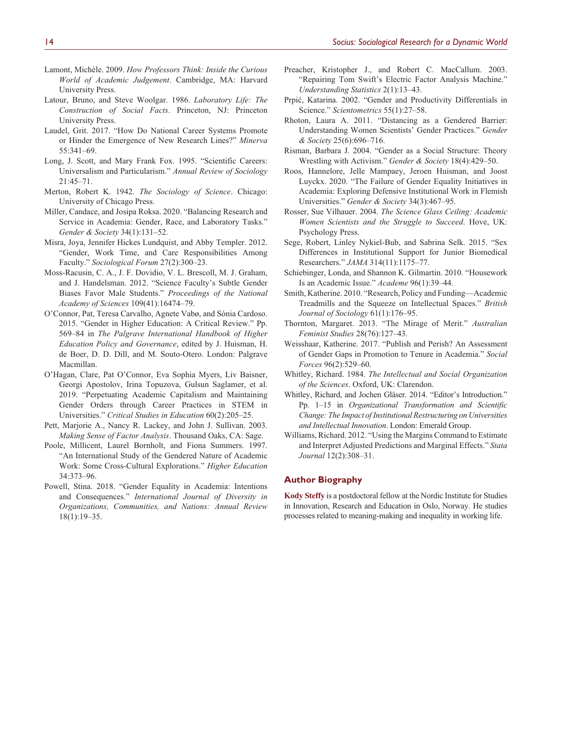Lamont, Michèle. 2009. *How Professors Think: Inside the Curious World of Academic Judgement*. Cambridge, MA: Harvard University Press.

Latour, Bruno, and Steve Woolgar. 1986. *Laboratory Life: The Construction of Social Facts*. Princeton, NJ: Princeton University Press.

Laudel, Grit. 2017. "How Do National Career Systems Promote or Hinder the Emergence of New Research Lines?" *Minerva* 55:341–69.

Long, J. Scott, and Mary Frank Fox. 1995. "Scientific Careers: Universalism and Particularism." *Annual Review of Sociology* 21:45–71.

Merton, Robert K. 1942. *The Sociology of Science*. Chicago: University of Chicago Press.

Miller, Candace, and Josipa Roksa. 2020. "Balancing Research and Service in Academia: Gender, Race, and Laboratory Tasks." *Gender & Society* 34(1):131–52.

Misra, Joya, Jennifer Hickes Lundquist, and Abby Templer. 2012. "Gender, Work Time, and Care Responsibilities Among Faculty." *Sociological Forum* 27(2):300–23.

Moss-Racusin, C. A., J. F. Dovidio, V. L. Brescoll, M. J. Graham, and J. Handelsman. 2012. "Science Faculty's Subtle Gender Biases Favor Male Students." *Proceedings of the National Academy of Sciences* 109(41):16474–79.

O'Connor, Pat, Teresa Carvalho, Agnete Vabø, and Sónia Cardoso. 2015. "Gender in Higher Education: A Critical Review." Pp. 569–84 in *The Palgrave International Handbook of Higher Education Policy and Governance*, edited by J. Huisman, H. de Boer, D. D. Dill, and M. Souto-Otero. London: Palgrave Macmillan.

O'Hagan, Clare, Pat O'Connor, Eva Sophia Myers, Liv Baisner, Georgi Apostolov, Irina Topuzova, Gulsun Saglamer, et al. 2019. "Perpetuating Academic Capitalism and Maintaining Gender Orders through Career Practices in STEM in Universities." *Critical Studies in Education* 60(2):205–25.

Pett, Marjorie A., Nancy R. Lackey, and John J. Sullivan. 2003. *Making Sense of Factor Analysis*. Thousand Oaks, CA: Sage.

Poole, Millicent, Laurel Bornholt, and Fiona Summers. 1997. "An International Study of the Gendered Nature of Academic Work: Some Cross-Cultural Explorations." *Higher Education* 34:373–96.

Powell, Stina. 2018. "Gender Equality in Academia: Intentions and Consequences." *International Journal of Diversity in Organizations, Communities, and Nations: Annual Review* 18(1):19–35.

Preacher, Kristopher J., and Robert C. MacCallum. 2003. "Repairing Tom Swift's Electric Factor Analysis Machine." *Understanding Statistics* 2(1):13–43.

Prpić, Katarina. 2002. "Gender and Productivity Differentials in Science." *Scientometrics* 55(1):27–58.

Rhoton, Laura A. 2011. "Distancing as a Gendered Barrier: Understanding Women Scientists' Gender Practices." *Gender & Society* 25(6):696–716.

Risman, Barbara J. 2004. "Gender as a Social Structure: Theory Wrestling with Activism." *Gender & Society* 18(4):429–50.

Roos, Hannelore, Jelle Mampaey, Jeroen Huisman, and Joost Luyckx. 2020. "The Failure of Gender Equality Initiatives in Academia: Exploring Defensive Institutional Work in Flemish Universities." *Gender & Society* 34(3):467–95.

Rosser, Sue Vilhauer. 2004. *The Science Glass Ceiling: Academic Women Scientists and the Struggle to Succeed*. Hove, UK: Psychology Press.

Sege, Robert, Linley Nykiel-Bub, and Sabrina Selk. 2015. "Sex Differences in Institutional Support for Junior Biomedical Researchers." *JAMA* 314(11):1175–77.

Schiebinger, Londa, and Shannon K. Gilmartin. 2010. "Housework Is an Academic Issue." *Academe* 96(1):39–44.

Smith, Katherine. 2010. "Research, Policy and Funding—Academic Treadmills and the Squeeze on Intellectual Spaces." *British Journal of Sociology* 61(1):176–95.

Thornton, Margaret. 2013. "The Mirage of Merit." *Australian Feminist Studies* 28(76):127–43.

Weisshaar, Katherine. 2017. "Publish and Perish? An Assessment of Gender Gaps in Promotion to Tenure in Academia." *Social Forces* 96(2):529–60.

Whitley, Richard. 1984. *The Intellectual and Social Organization of the Sciences*. Oxford, UK: Clarendon.

Whitley, Richard, and Jochen Gläser. 2014. "Editor's Introduction." Pp. 1–15 in *Organizational Transformation and Scientific Change: The Impact of Institutional Restructuring on Universities and Intellectual Innovation*. London: Emerald Group.

Williams, Richard. 2012. "Using the Margins Command to Estimate and Interpret Adjusted Predictions and Marginal Effects." *Stata Journal* 12(2):308–31.

## Author Biography

**Kody Steffy** is a postdoctoral fellow at the Nordic Institute for Studies in Innovation, Research and Education in Oslo, Norway. He studies processes related to meaning-making and inequality in working life.